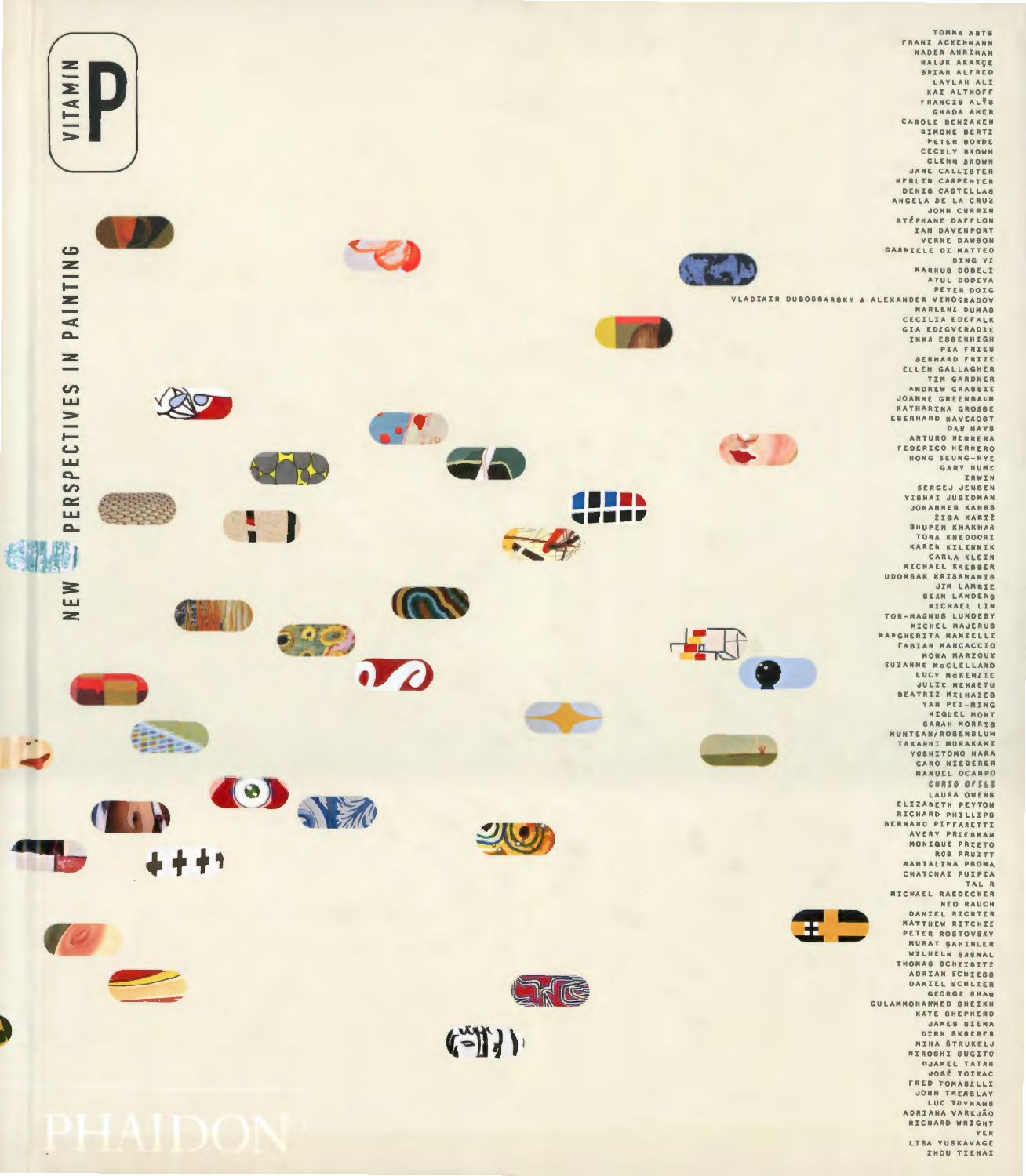# VITAMIN P

## NEW PERSPECTIVES IN PAINTING

TOMMA ABTS
FRANZ ACKERMANN
NADER AHRIMAN
HALUK AKAKÇE
BRIAN ALFRED
LAYLAH ALI
KAI ALTHOFF
FRANCIS ALŸS
GHADA AMER
CAROLE BENZAKEN
SIMONE BERTI
PETER BONDE
CECILY BROWN
GLENN BROWN
JANE CALLISTER
MERLIN CARPENTER
DENIS CASTELLAS
ANGELA DE LA CRUZ
JOHN CURRIN
STÉPHANE DAFFLON
IAN DAVENPORT
VERNE DAWSON
GABRIELE DI MATTEO
DING YI
MARKUS DÖBELI
ATUL DODIYA
PETER DOIG
VLADIMIR DUBOSSARSKY & ALEXANDER VINOGRADOV
MARLENE DUMAS
CECILIA EDEFALK
GIA EDZGVERADZE
INKA ESSENHIGH
PIA FRIES
BERNARD FRIZE
ELLEN GALLAGHER
TIM GARDNER
ANDREW GRASSIE
JOANNE GREENBAUM
KATHARINA GROSSE
EBERHARD HAVEKOST
DAN HAYS
ARTURO HERRERA
FEDERICO HERRERO
HONG SEUNG-HYE
GARY HUME
IRWIN
SERGEJ JENSEN
YISHAI JUSIDMAN
JOHANNES KAHRS
ŽIGA KARIŽ
BHUPEN KHAKHAR
TOBA KHEDOORI
KAREN KILIMNIK
CARLA KLEIN
MICHAEL KREBBER
UDOMSAK KRISANAMIS
JIM LAMBIE
SEAN LANDERS
MICHAEL LIN
TOR-MAGNUS LUNDEBY
MICHEL MAJERUS
MARGHERITA MANZELLI
FABIAN MARCACCIO
MONA MARZOUK
SUZANNE McCLELLAND
LUCY McKENZIE
JULIE MEHRETU
BEATRIZ MILHAZES
YAN PEI-MING
MIQUEL MONT
SARAH MORRIS
MUNTEAN/ROSENBLUM
TAKASHI MURAKAMI
YOSHITOMO NARA
CARO NIEDERER
MANUEL OCAMPO
CHRIS OFILI
LAURA OWENS
ELIZABETH PEYTON
RICHARD PHILLIPS
BERNARD PIFFARETTI
AVERY PREESMAN
MONIQUE PRIETO
ROB PRUITT
MANTALINA PSOMA
CHATCHAI PUIPIA
TAL R
MICHAEL RAEDECKER
NEO RAUCH
DANIEL RICHTER
MATTHEW RITCHIE
PETER ROSTOVSKY
MURAT ŞAHINLER
WILHELM SASNAL
THOMAS SCHEIBITZ
ADRIAN SCHIESS
DANIEL SCHLIER
GEORGE SHAW
GULAMMOHAMMED SHEIKH
KATE SHEPHERD
JAMES SIENA
DIRK SKREBER
MIHA ŠTRUKELJ
HIROSHI SUGITO
DJAMEL TATAH
JOSÉ TOIRAC
FRED TOMASELLI
JOHN TREMBLAY
LUC TUYMANS
ADRIANA VAREJÃO
RICHARD WRIGHT
YEK
LISA YUSKAVAGE
ZHOU TIEHAI

PHAIDON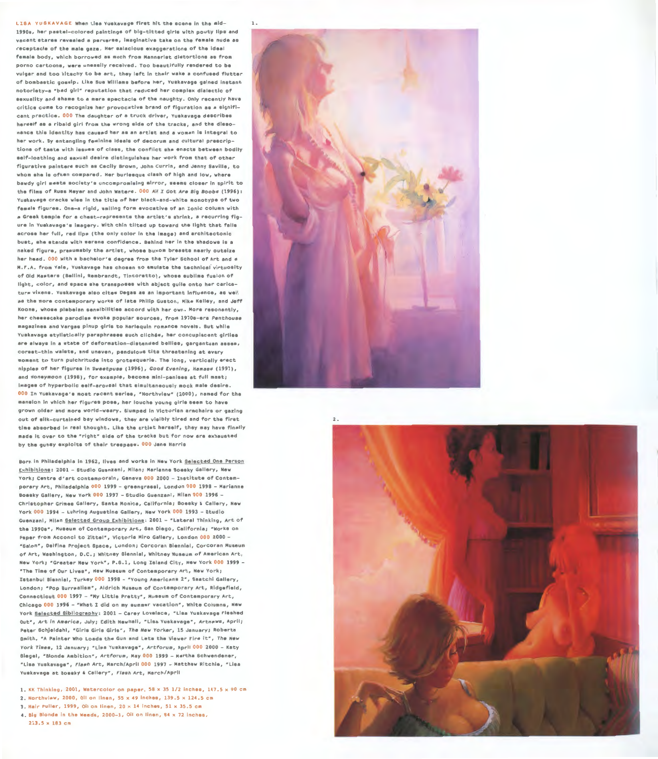**LISA YUSKAVAGE** When Lisa Yuskavage first hit the scene in the mid-1990s, her pastel-colored paintings of big-titted girls with pouty lips and vacant stares revealed a perverse, imaginative take on the female nude as receptacle of the male gaze. Her salacious exaggerations of the ideal female body, which borrowed as much from Mannerist distortions as from porno cartoons, were uneasily received. Too beautifully rendered to be vulgar and too kitschy to be art, they left in their wake a confused flutter of bombastic gossip. Like Sue Williams before her, Yuskavage gained instant notoriety—a "bad girl" reputation that reduced her complex dialectic of sexuality and shame to a mere spectacle of the naughty. Only recently have critics come to recognize her provocative brand of figuration as a significant practice. 000 The daughter of a truck driver, Yuskavage describes herself as a ribald girl from the wrong side of the tracks, and the dissonance this identity has caused her as an artist and a woman is integral to her work. By entangling feminine ideals of decorum and cultural prescriptions of taste with issues of class, the conflict she enacts between bodily self-loathing and sexual desire distinguishes her work from that of other figurative painters such as Cecily Brown, John Currin, and Jenny Saville, to whom she is often compared. Her burlesque clash of high and low, where bawdy girl meets society's uncompromising mirror, seems closer in spirit to the films of Russ Meyer and John Waters. 000 *All I Got Are Big Boobs* (1996): Yuskavage cracks wise in the title of her black-and-white monotype of two female figures. One—a rigid, smiling form evocative of an Ionic column with a Greek temple for a chest—represents the artist's shrink, a recurring figure in Yuskavage's imagery. With chin tilted up toward the light that falls across her full, red lips (the only color in the image) and architectonic bust, she stands with serene confidence. Behind her in the shadows is a naked figure, presumably the artist, whose buxom breasts nearly outsize her head. 000 With a bachelor's degree from the Tyler School of Art and a M.F.A. from Yale, Yuskavage has chosen to emulate the technical virtuosity of Old Masters (Bellini, Rembrandt, Tintoretto), whose sublime fusion of light, color, and space she transposes with abject guile onto her caricature vixens. Yuskavage also cites Degas as an important influence, as well as the more contemporary works of late Philip Guston, Mike Kelley, and Jeff Koons, whose plebeian sensibilities accord with her own. More resonantly, her cheesecake parodies evoke popular sources, from 1970s-era *Penthouse* magazines and Vargas pinup girls to Harlequin romance novels. But while Yuskavage stylistically paraphrases such clichés, her concupiscent girlies are always in a state of deformation—distended bellies, gargantuan asses, corset-thin waists, and uneven, pendulous tits threatening at every moment to turn pulchritude into grotesquerie. The long, vertically erect nipples of her figures in *Sweetpuss* (1996), *Good Evening, Hamass* (1997), and *Honeymoon* (1998), for example, become mini-penises at full mast; images of hyperbolic self-arousal that simultaneously mock male desire. 000 In Yuskavage's most recent series, "Northview" (2000), named for the mansion in which her figures pose, her louche young girls seem to have grown older and more world-weary. Slumped in Victorian armchairs or gazing out of silk-curtained bay windows, they are visibly tired and for the first time absorbed in real thought. Like the artist herself, they may have finally made it over to the "right" side of the tracks but for now are exhausted by the gutsy exploits of their trespass. 000 Jane Harris

Born in Philadelphia in 1962, lives and works in New York Selected One Person Exhibitions: 2001 – Studio Guenzani, Milan; Marianne Boesky Gallery, New York; Centre d'art contemporain, Geneva 000 2000 – Institute of Contemporary Art, Philadelphia 000 1999 – greengrassi, London 000 1998 – Marianne Boesky Gallery, New York 000 1997 – Studio Guenzani, Milan 000 1996 – Christopher Grimes Gallery, Santa Monica, California; Boesky & Callery, New York 000 1994 – Luhring Augustine Gallery, New York 000 1993 – Studio Guenzani, Milan Selected Group Exhibitions: 2001 – "Lateral Thinking, Art of the 1990s", Museum of Contemporary Art, San Diego, California; "Works on Paper from Acconci to Zittel", Victoria Miro Gallery, London 000 2000 – "Salon", Delfina Project Space, London; Corcoran Biennial, Corcoran Museum of Art, Washington, D.C.; Whitney Biennial, Whitney Museum of American Art, New York; "Greater New York", P.S.1, Long Island City, New York 000 1999 – "The Time of Our Lives", New Museum of Contemporary Art, New York; Istanbul Biennial, Turkey 000 1998 – "Young Americans 2", Saatchi Gallery, London; "Pop Surrealism", Aldrich Museum of Contemporary Art, Ridgefield, Connecticut 000 1997 – "My Little Pretty", Museum of Contemporary Art, Chicago 000 1996 – "What I did on my summer vacation", White Columns, New York Selected Bibliography: 2001 – Carey Lovelace, "Lisa Yuskavage Fleshed Out", *Art in America*, July; Edith Newhall, "Lisa Yuskavage", *Artnews*, April; Peter Schjeldahl, "Girls Girls Girls", *The New Yorker*, 15 January; Roberta Smith, "A Painter Who Loads the Gun and Lets the Viewer Fire It", *The New York Times*, 12 January; "Lisa Yuskavage", *Artforum*, April 000 2000 – Katy Siegel, "Blonde Ambition", *Artforum*, May 000 1999 – Martha Schwendener, "Lisa Yuskavage", *Flash Art*, March/April 000 1997 – Matthew Ritchie, "Lisa Yuskavage at Boesky & Callery", *Flash Art*, March/April

1. KK Thinking, 2001, Watercolor on paper, 58 x 35 1/2 inches, 147.5 x 90 cm
2. Northview, 2000, Oil on linen, 55 x 49 inches, 139.5 x 124.5 cm
3. Hair Puller, 1999, Oil on linen, 20 x 14 inches, 51 x 35.5 cm
4. Big Blonde in the Weeds, 2000–1, Oil on linen, 84 x 72 inches, 213.5 x 183 cm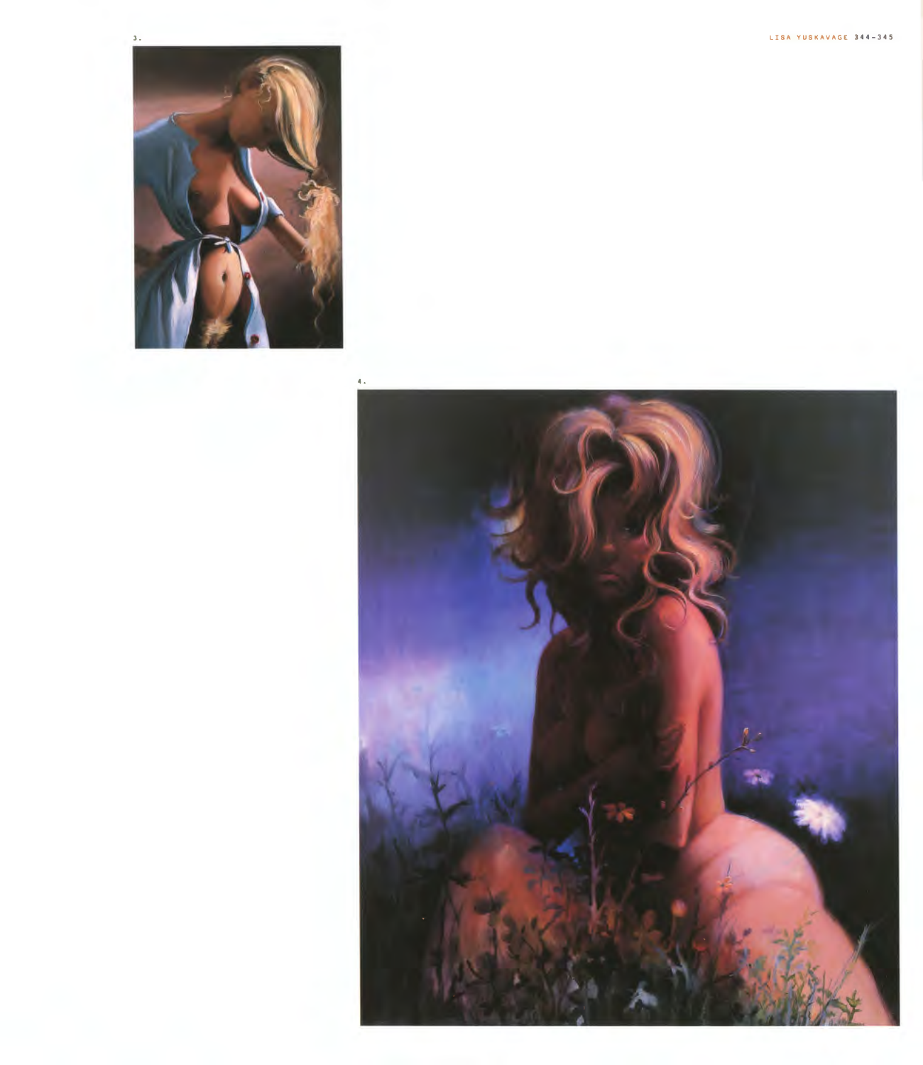3.

4.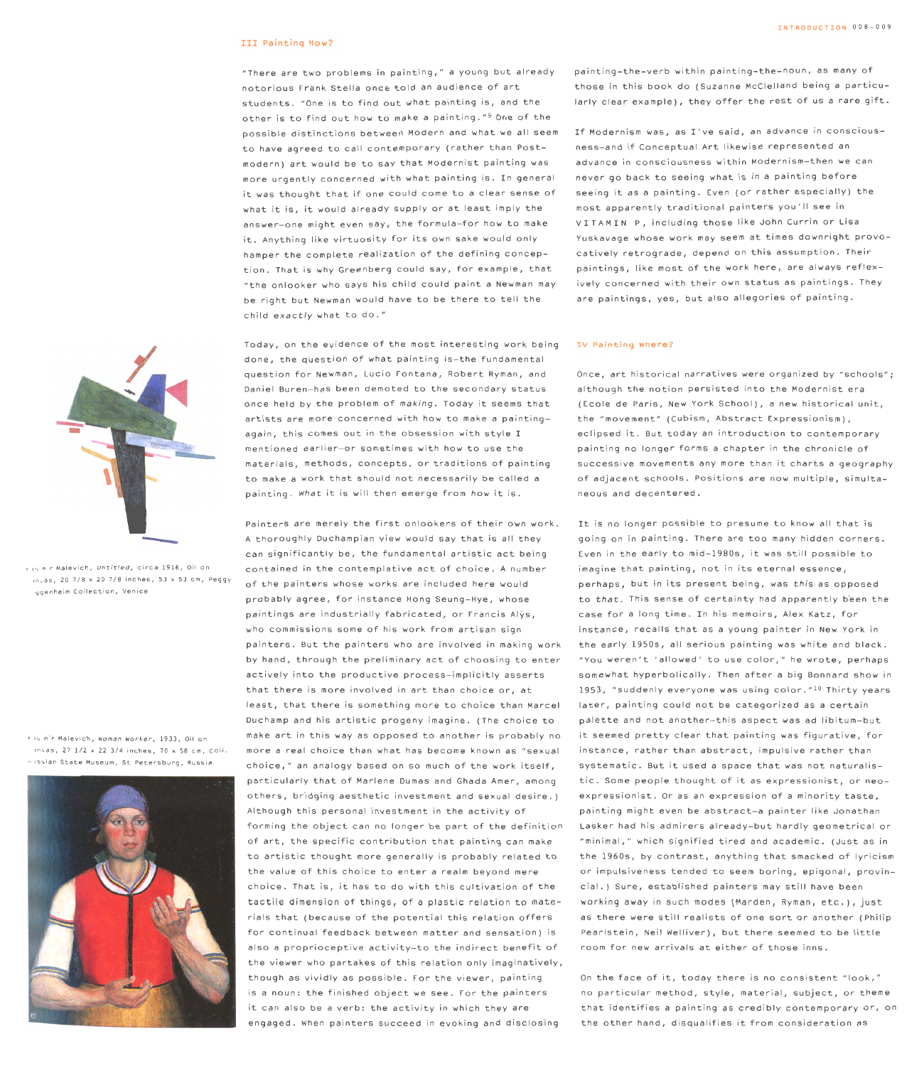### III Painting How?

"There are two problems in painting," a young but already notorious Frank Stella once told an audience of art students. "One is to find out what painting is, and the other is to find out how to make a painting."[9] One of the possible distinctions between Modern and what we all seem to have agreed to call contemporary (rather than Post-modern) art would be to say that Modernist painting was more urgently concerned with what painting is. In general it was thought that if one could come to a clear sense of what it is, it would already supply or at least imply the answer—one might even say, the formula—for how to make it. Anything like virtuosity for its own sake would only hamper the complete realization of the defining conception. That is why Greenberg could say, for example, that "the onlooker who says his child could paint a Newman may be right but Newman would have to be there to tell the child *exactly* what to do."

Today, on the evidence of the most interesting work being done, the question of what painting is—the fundamental question for Newman, Lucio Fontana, Robert Ryman, and Daniel Buren—has been demoted to the secondary status once held by the problem of *making*. Today it seems that artists are more concerned with how to make a painting—again, this comes out in the obsession with style I mentioned earlier—or sometimes with how to use the materials, methods, concepts, or traditions of painting to make a work that should not necessarily be called a painting. *What* it is will then emerge from *how* it is.

Kasimir Malevich, *Untitled*, circa 1916, Oil on canvas, 20 7/8 x 20 7/8 inches, 53 x 53 cm, Peggy Guggenheim Collection, Venice

Kasimir Malevich, *Woman Worker*, 1933, Oil on canvas, 27 1/2 x 22 3/4 inches, 70 x 58 cm, Coll. Russian State Museum, St Petersburg, Russia

Painters are merely the first onlookers of their own work. A thoroughly Duchampian view would say that is all they can significantly be, the fundamental artistic act being contained in the contemplative act of choice. A number of the painters whose works are included here would probably agree, for instance Hong Seung-Hye, whose paintings are industrially fabricated, or Francis Alÿs, who commissions some of his work from artisan sign painters. But the painters who are involved in making work by hand, through the preliminary act of choosing to enter actively into the productive process—implicitly asserts that there is more involved in art than choice or, at least, that there is something more to choice than Marcel Duchamp and his artistic progeny imagine. (The choice to make art in this way as opposed to another is probably no more a real choice than what has become known as "sexual choice," an analogy based on so much of the work itself, particularly that of Marlene Dumas and Ghada Amer, among others, bridging aesthetic investment and sexual desire.) Although this personal investment in the activity of forming the object can no longer be part of the definition of art, the specific contribution that painting can make to artistic thought more generally is probably related to the value of this choice to enter a realm beyond mere choice. That is, it has to do with this cultivation of the tactile dimension of things, of a plastic relation to materials that (because of the potential this relation offers for continual feedback between matter and sensation) is also a proprioceptive activity—to the indirect benefit of the viewer who partakes of this relation only imaginatively, though as vividly as possible. For the viewer, painting is a noun: the finished object we see. For the painters it can also be a verb: the activity in which they are engaged. When painters succeed in evoking and disclosing painting-the-verb within painting-the-noun, as many of those in this book do (Suzanne McClelland being a particularly clear example), they offer the rest of us a rare gift.

If Modernism was, as I've said, an advance in consciousness—and if Conceptual Art likewise represented an advance in consciousness within Modernism—then we can never go back to seeing what is *in* a painting before seeing it as a painting. Even (or rather especially) the most apparently traditional painters you'll see in VITAMIN P, including those like John Currin or Lisa Yuskavage whose work may seem at times downright provocatively retrograde, depend on this assumption. Their paintings, like most of the work here, are always reflexively concerned with their own status as paintings. They are paintings, yes, but also allegories of painting.

### IV Painting Where?

Once, art historical narratives were organized by "schools"; although the notion persisted into the Modernist era (Ecole de Paris, New York School), a new historical unit, the "movement" (Cubism, Abstract Expressionism), eclipsed it. But today an introduction to contemporary painting no longer forms a chapter in the chronicle of successive movements any more than it charts a geography of adjacent schools. Positions are now multiple, simultaneous and decentered.

It is no longer possible to presume to know all that is going on in painting. There are too many hidden corners. Even in the early to mid-1980s, it was still possible to imagine that painting, not in its eternal essence, perhaps, but in its present being, was *this* as opposed to *that*. This sense of certainty had apparently been the case for a long time. In his memoirs, Alex Katz, for instance, recalls that as a young painter in New York in the early 1950s, all serious painting was white and black. "You weren't 'allowed' to use color," he wrote, perhaps somewhat hyperbolically. Then after a big Bonnard show in 1953, "suddenly everyone was using color."[10] Thirty years later, painting could not be categorized as a certain palette and not another—this aspect was ad libitum—but it seemed pretty clear that painting was figurative, for instance, rather than abstract, impulsive rather than systematic. But it used a space that was not naturalistic. Some people thought of it as expressionist, or neo-expressionist. Or as an expression of a minority taste, painting might even be abstract—a painter like Jonathan Lasker had his admirers already—but hardly geometrical or "minimal," which signified tired and academic. (Just as in the 1960s, by contrast, anything that smacked of lyricism or impulsiveness tended to seem boring, epigonal, provincial.) Sure, established painters may still have been working away in such modes (Marden, Ryman, etc.), just as there were still realists of one sort or another (Philip Pearlstein, Neil Welliver), but there seemed to be little room for new arrivals at either of those inns.

On the face of it, today there is no consistent "look," no particular method, style, material, subject, or theme that identifies a painting as credibly contemporary or, on the other hand, disqualifies it from consideration as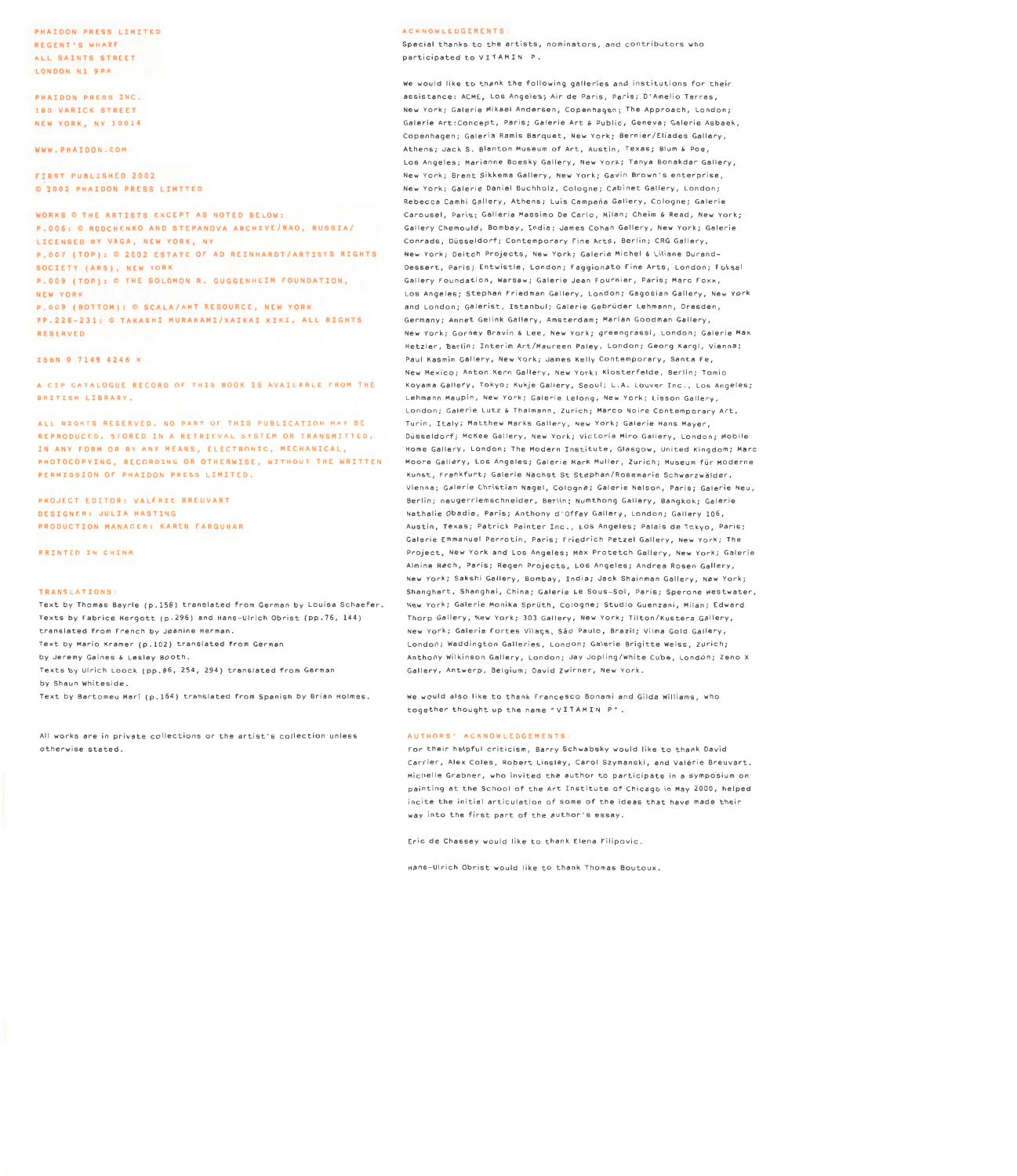PHAIDON PRESS LIMITED
REGENT'S WHARF
ALL SAINTS STREET
LONDON N1 9PA

PHAIDON PRESS INC.
180 VARICK STREET
NEW YORK, NY 10014

WWW.PHAIDON.COM

FIRST PUBLISHED 2002
© 2002 PHAIDON PRESS LIMITED

WORKS © THE ARTISTS EXCEPT AS NOTED BELOW:
P.006: © RODCHENKO AND STEPANOVA ARCHIVE/RAO, RUSSIA/ LICENSED BY VAGA, NEW YORK, NY
P.007 (TOP): © 2002 ESTATE OF AD REINHARDT/ARTISTS RIGHTS SOCIETY (ARS), NEW YORK
P.009 (TOP): © THE SOLOMON R. GUGGENHEIM FOUNDATION, NEW YORK
P.009 (BOTTOM): © SCALA/ART RESOURCE, NEW YORK
PP.228–231: © TAKASHI MURAKAMI/KAIKAI KIKI, ALL RIGHTS RESERVED

ISBN 0 7148 4246 X

A CIP CATALOGUE RECORD OF THIS BOOK IS AVAILABLE FROM THE BRITISH LIBRARY.

ALL RIGHTS RESERVED. NO PART OF THIS PUBLICATION MAY BE REPRODUCED, STORED IN A RETRIEVAL SYSTEM OR TRANSMITTED, IN ANY FORM OR BY ANY MEANS, ELECTRONIC, MECHANICAL, PHOTOCOPYING, RECORDING OR OTHERWISE, WITHOUT THE WRITTEN PERMISSION OF PHAIDON PRESS LIMITED.

PROJECT EDITOR: VALÉRIE BREUVART
DESIGNER: JULIA HASTING
PRODUCTION MANAGER: KAREN FARQUHAR

PRINTED IN CHINA

TRANSLATIONS:
Text by Thomas Bayrle (p.158) translated from German by Louisa Schaefer.
Texts by Fabrice Hergott (p.296) and Hans-Ulrich Obrist (pp.76, 144) translated from French by Jeanine Herman.
Text by Mario Kramer (p.102) translated from German by Jeremy Gaines & Lesley Booth.
Texts by Ulrich Loock (pp.86, 254, 294) translated from German by Shaun Whiteside.
Text by Bartomeu Marí (p.164) translated from Spanish by Brian Holmes.

All works are in private collections or the artist's collection unless otherwise stated.

ACKNOWLEDGEMENTS:
Special thanks to the artists, nominators, and contributors who participated to VITAMIN P.

We would like to thank the following galleries and institutions for their assistance: ACME, Los Angeles; Air de Paris, Paris; D'Amelio Terras, New York; Galerie Mikael Andersen, Copenhagen; The Approach, London; Galerie Art:Concept, Paris; Galerie Art & Public, Geneva; Galerie Asbaek, Copenhagen; Galeria Ramis Barquet, New York; Bernier/Eliades Gallery, Athens; Jack S. Blanton Museum of Art, Austin, Texas; Blum & Poe, Los Angeles; Marianne Boesky Gallery, New York; Tanya Bonakdar Gallery, New York; Brent Sikkema Gallery, New York; Gavin Brown's enterprise, New York; Galerie Daniel Buchholz, Cologne; Cabinet Gallery, London; Rebecca Camhi Gallery, Athens; Luis Campaña Gallery, Cologne; Galerie Carousel, Paris; Galleria Massimo De Carlo, Milan; Cheim & Read, New York; Gallery Chemould, Bombay, India; James Cohan Gallery, New York; Galerie Conrads, Düsseldorf; Contemporary Fine Arts, Berlin; CRG Gallery, New York; Deitch Projects, New York; Galerie Michel & Liliane Durand-Dessert, Paris; Entwistle, London; Faggionato Fine Arts, London; Foksal Gallery Foundation, Warsaw; Galerie Jean Fournier, Paris; Marc Foxx, Los Angeles; Stephen Friedman Gallery, London; Gagosian Gallery, New York and London; Galerist, Istanbul; Galerie Gebrüder Lehmann, Dresden, Germany; Annet Gelink Gallery, Amsterdam; Marian Goodman Gallery, New York; Gorney Bravin & Lee, New York; greengrassi, London; Galerie Max Hetzler, Berlin; Interim Art/Maureen Paley, London; Georg Kargl, Vienna; Paul Kasmin Gallery, New York; James Kelly Contemporary, Santa Fe, New Mexico; Anton Kern Gallery, New York; Klosterfelde, Berlin; Tomio Koyama Gallery, Tokyo; Kukje Gallery, Seoul; L.A. Louver Inc., Los Angeles; Lehmann Maupin, New York; Galerie Lelong, New York; Lisson Gallery, London; Galerie Lutz & Thalmann, Zurich; Marco Noire Contemporary Art, Turin, Italy; Matthew Marks Gallery, New York; Galerie Hans Mayer, Düsseldorf; McKee Gallery, New York; Victoria Miro Gallery, London; Mobile Home Gallery, London; The Modern Institute, Glasgow, United Kingdom; Marc Moore Gallery, Los Angeles; Galerie Mark Muller, Zurich; Museum für Moderne Kunst, Frankfurt; Galerie Nächst St Stephan/Rosemarie Schwarzwälder, Vienna; Galerie Christian Nagel, Cologne; Galerie Nelson, Paris; Galerie Neu, Berlin; neugerriemschneider, Berlin; Numthong Gallery, Bangkok; Galerie Nathalie Obadia, Paris; Anthony d'Offay Gallery, London; Gallery 106, Austin, Texas; Patrick Painter Inc., Los Angeles; Palais de Tokyo, Paris; Galerie Emmanuel Perrotin, Paris; Friedrich Petzel Gallery, New York; The Project, New York and Los Angeles; Max Protetch Gallery, New York; Galerie Almine Rech, Paris; Regen Projects, Los Angeles; Andrea Rosen Gallery, New York; Sakshi Gallery, Bombay, India; Jack Shainman Gallery, New York; Shanghart, Shanghai, China; Galerie Le Sous-Sol, Paris; Sperone Westwater, New York; Galerie Monika Sprüth, Cologne; Studio Guenzani, Milan; Edward Thorp Gallery, New York; 303 Gallery, New York; Tilton/Kustera Gallery, New York; Galeria Fortes Vilaça, São Paulo, Brazil; Vilma Gold Gallery, London; Waddington Galleries, London; Galerie Brigitte Weiss, Zurich; Anthony Wilkinson Gallery, London; Jay Jopling/White Cube, London; Zeno X Gallery, Antwerp, Belgium; David Zwirner, New York.

We would also like to thank Francesco Bonami and Gilda Williams, who together thought up the name "VITAMIN P".

AUTHORS' ACKNOWLEDGEMENTS:
For their helpful criticism, Barry Schwabsky would like to thank David Carrier, Alex Coles, Robert Linsley, Carol Szymanski, and Valérie Breuvart. Michelle Grabner, who invited the author to participate in a symposium on painting at the School of the Art Institute of Chicago in May 2000, helped incite the initial articulation of some of the ideas that have made their way into the first part of the author's essay.

Eric de Chassey would like to thank Elena Filipovic.

Hans-Ulrich Obrist would like to thank Thomas Boutoux.